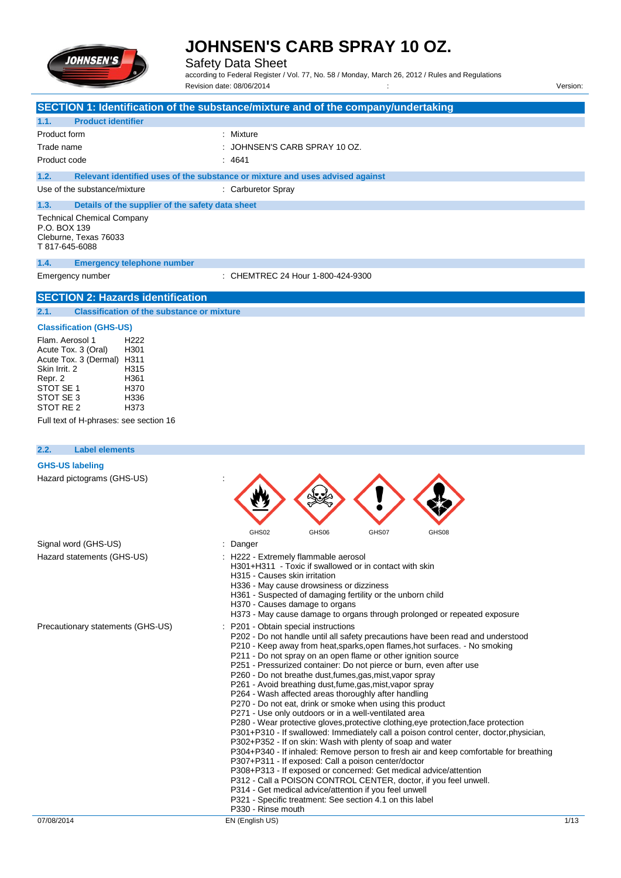# JOHNSEN'S CARB SPRAY 10 OZ.

Safety Data Sheet

according to Federal Register / Vol. 77, No. 58 / Monday, March 26, 2012 / Rules and Regulations

Revision date: 08/06/2014 : Version:

## SECTION 1: Identification of the substance/mixture and of the company/undertaking

### 1.1. Product identifier

Product form : Mixture

Trade name : JOHNSEN'S CARB SPRAY 10 OZ.

Product code : 4641

### 1.2. Relevant identified uses of the substance or mixture and uses advised against

Use of the substance/mixture : Carburetor Spray

### 1.3. Details of the supplier of the safety data sheet

Technical Chemical Company
P.O. BOX 139
Cleburne, Texas 76033
T 817-645-6088

### 1.4. Emergency telephone number

Emergency number : CHEMTREC 24 Hour 1-800-424-9300

## SECTION 2: Hazards identification

### 2.1. Classification of the substance or mixture

**Classification (GHS-US)**

| | |
|---|---|
| Flam. Aerosol 1 | H222 |
| Acute Tox. 3 (Oral) | H301 |
| Acute Tox. 3 (Dermal) | H311 |
| Skin Irrit. 2 | H315 |
| Repr. 2 | H361 |
| STOT SE 1 | H370 |
| STOT SE 3 | H336 |
| STOT RE 2 | H373 |

Full text of H-phrases: see section 16

### 2.2. Label elements

**GHS-US labeling**

Hazard pictograms (GHS-US) : GHS02 GHS06 GHS07 GHS08

Signal word (GHS-US) : Danger

Hazard statements (GHS-US) :
- H222 - Extremely flammable aerosol
- H301+H311 - Toxic if swallowed or in contact with skin
- H315 - Causes skin irritation
- H336 - May cause drowsiness or dizziness
- H361 - Suspected of damaging fertility or the unborn child
- H370 - Causes damage to organs
- H373 - May cause damage to organs through prolonged or repeated exposure

Precautionary statements (GHS-US) :
- P201 - Obtain special instructions
- P202 - Do not handle until all safety precautions have been read and understood
- P210 - Keep away from heat,sparks,open flames,hot surfaces. - No smoking
- P211 - Do not spray on an open flame or other ignition source
- P251 - Pressurized container: Do not pierce or burn, even after use
- P260 - Do not breathe dust,fumes,gas,mist,vapor spray
- P261 - Avoid breathing dust,fume,gas,mist,vapor spray
- P264 - Wash affected areas thoroughly after handling
- P270 - Do not eat, drink or smoke when using this product
- P271 - Use only outdoors or in a well-ventilated area
- P280 - Wear protective gloves,protective clothing,eye protection,face protection
- P301+P310 - If swallowed: Immediately call a poison control center, doctor,physician,
- P302+P352 - If on skin: Wash with plenty of soap and water
- P304+P340 - If inhaled: Remove person to fresh air and keep comfortable for breathing
- P307+P311 - If exposed: Call a poison center/doctor
- P308+P313 - If exposed or concerned: Get medical advice/attention
- P312 - Call a POISON CONTROL CENTER, doctor, if you feel unwell.
- P314 - Get medical advice/attention if you feel unwell
- P321 - Specific treatment: See section 4.1 on this label
- P330 - Rinse mouth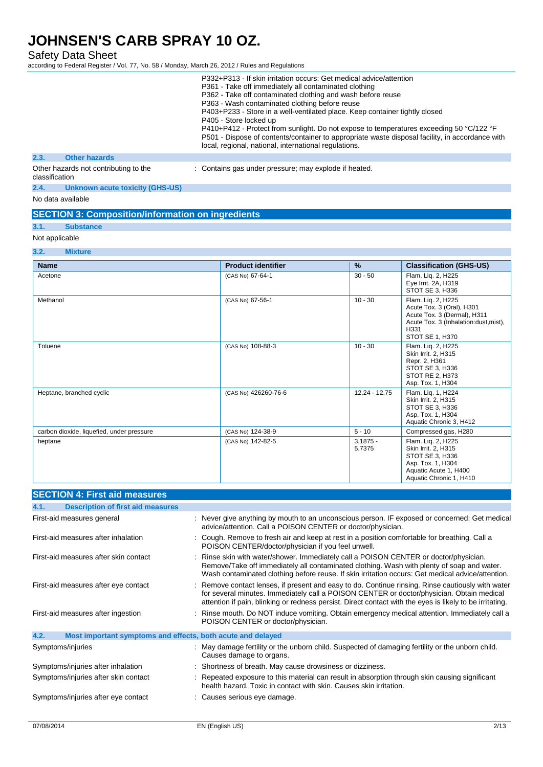P332+P313 - If skin irritation occurs: Get medical advice/attention
P361 - Take off immediately all contaminated clothing
P362 - Take off contaminated clothing and wash before reuse
P363 - Wash contaminated clothing before reuse
P403+P233 - Store in a well-ventilated place. Keep container tightly closed
P405 - Store locked up
P410+P412 - Protect from sunlight. Do not expose to temperatures exceeding 50 °C/122 °F
P501 - Dispose of contents/container to appropriate waste disposal facility, in accordance with local, regional, national, international regulations.

### 2.3. Other hazards

Other hazards not contributing to the classification : Contains gas under pressure; may explode if heated.

### 2.4. Unknown acute toxicity (GHS-US)

No data available

## SECTION 3: Composition/information on ingredients

### 3.1. Substance

Not applicable

### 3.2. Mixture

| Name | Product identifier | % | Classification (GHS-US) |
|---|---|---|---|
| Acetone | (CAS No) 67-64-1 | 30 - 50 | Flam. Liq. 2, H225<br>Eye Irrit. 2A, H319<br>STOT SE 3, H336 |
| Methanol | (CAS No) 67-56-1 | 10 - 30 | Flam. Liq. 2, H225<br>Acute Tox. 3 (Oral), H301<br>Acute Tox. 3 (Dermal), H311<br>Acute Tox. 3 (Inhalation:dust,mist), H331<br>STOT SE 1, H370 |
| Toluene | (CAS No) 108-88-3 | 10 - 30 | Flam. Liq. 2, H225<br>Skin Irrit. 2, H315<br>Repr. 2, H361<br>STOT SE 3, H336<br>STOT RE 2, H373<br>Asp. Tox. 1, H304 |
| Heptane, branched cyclic | (CAS No) 426260-76-6 | 12.24 - 12.75 | Flam. Liq. 1, H224<br>Skin Irrit. 2, H315<br>STOT SE 3, H336<br>Asp. Tox. 1, H304<br>Aquatic Chronic 3, H412 |
| carbon dioxide, liquefied, under pressure | (CAS No) 124-38-9 | 5 - 10 | Compressed gas, H280 |
| heptane | (CAS No) 142-82-5 | 3.1875 - 5.7375 | Flam. Liq. 2, H225<br>Skin Irrit. 2, H315<br>STOT SE 3, H336<br>Asp. Tox. 1, H304<br>Aquatic Acute 1, H400<br>Aquatic Chronic 1, H410 |

## SECTION 4: First aid measures

### 4.1. Description of first aid measures

First-aid measures general : Never give anything by mouth to an unconscious person. IF exposed or concerned: Get medical advice/attention. Call a POISON CENTER or doctor/physician.

First-aid measures after inhalation : Cough. Remove to fresh air and keep at rest in a position comfortable for breathing. Call a POISON CENTER/doctor/physician if you feel unwell.

First-aid measures after skin contact : Rinse skin with water/shower. Immediately call a POISON CENTER or doctor/physician. Remove/Take off immediately all contaminated clothing. Wash with plenty of soap and water. Wash contaminated clothing before reuse. If skin irritation occurs: Get medical advice/attention.

First-aid measures after eye contact : Remove contact lenses, if present and easy to do. Continue rinsing. Rinse cautiously with water for several minutes. Immediately call a POISON CENTER or doctor/physician. Obtain medical attention if pain, blinking or redness persist. Direct contact with the eyes is likely to be irritating.

First-aid measures after ingestion : Rinse mouth. Do NOT induce vomiting. Obtain emergency medical attention. Immediately call a POISON CENTER or doctor/physician.

### 4.2. Most important symptoms and effects, both acute and delayed

Symptoms/injuries : May damage fertility or the unborn child. Suspected of damaging fertility or the unborn child. Causes damage to organs.

Symptoms/injuries after inhalation : Shortness of breath. May cause drowsiness or dizziness.

Symptoms/injuries after skin contact : Repeated exposure to this material can result in absorption through skin causing significant health hazard. Toxic in contact with skin. Causes skin irritation.

Symptoms/injuries after eye contact : Causes serious eye damage.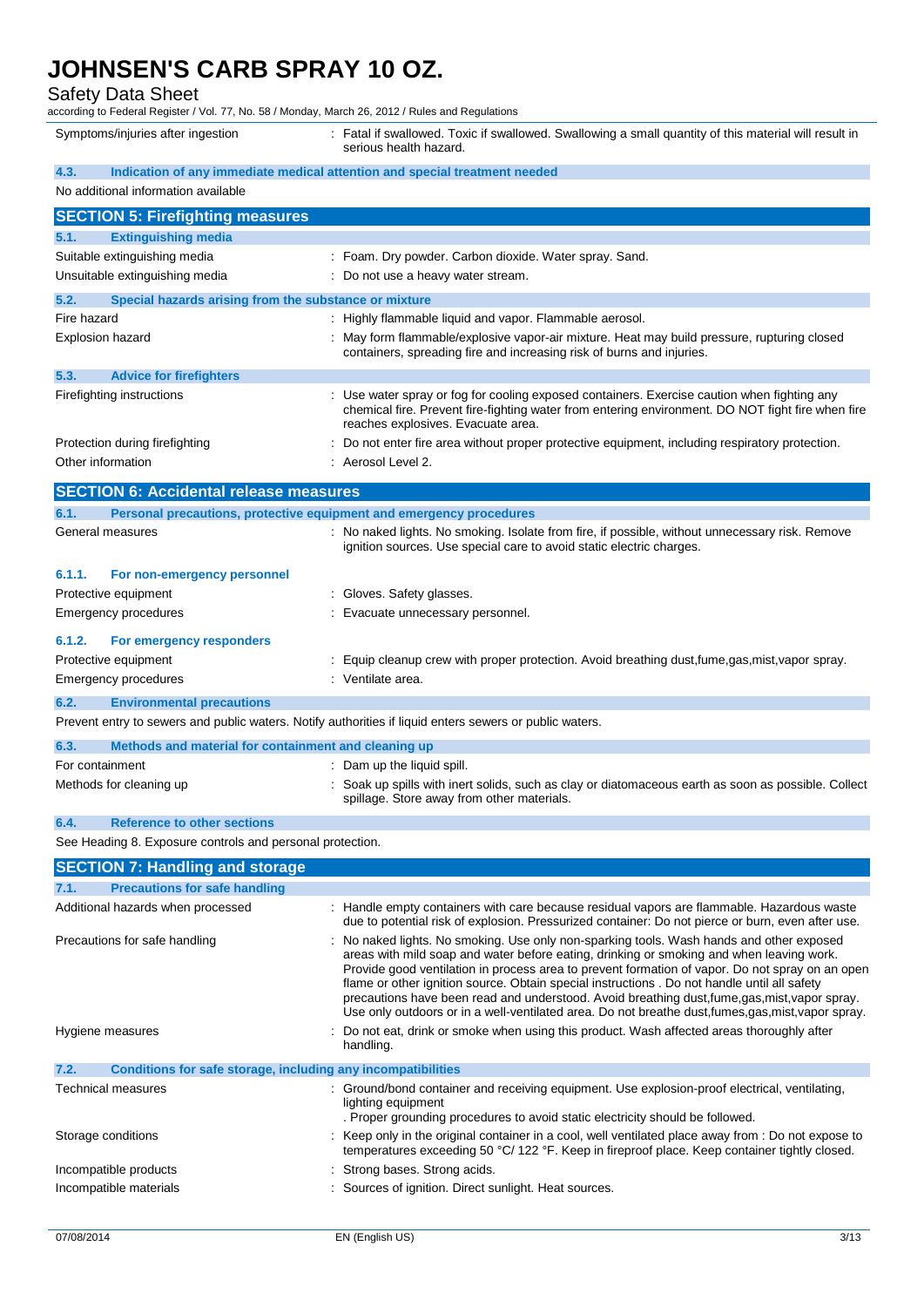| | |
|---|---|
| Symptoms/injuries after ingestion | : Fatal if swallowed. Toxic if swallowed. Swallowing a small quantity of this material will result in serious health hazard. |

### 4.3. Indication of any immediate medical attention and special treatment needed

No additional information available

## SECTION 5: Firefighting measures

### 5.1. Extinguishing media

| | |
|---|---|
| Suitable extinguishing media | : Foam. Dry powder. Carbon dioxide. Water spray. Sand. |
| Unsuitable extinguishing media | : Do not use a heavy water stream. |

### 5.2. Special hazards arising from the substance or mixture

| | |
|---|---|
| Fire hazard | : Highly flammable liquid and vapor. Flammable aerosol. |
| Explosion hazard | : May form flammable/explosive vapor-air mixture. Heat may build pressure, rupturing closed containers, spreading fire and increasing risk of burns and injuries. |

### 5.3. Advice for firefighters

| | |
|---|---|
| Firefighting instructions | : Use water spray or fog for cooling exposed containers. Exercise caution when fighting any chemical fire. Prevent fire-fighting water from entering environment. DO NOT fight fire when fire reaches explosives. Evacuate area. |
| Protection during firefighting | : Do not enter fire area without proper protective equipment, including respiratory protection. |
| Other information | : Aerosol Level 2. |

## SECTION 6: Accidental release measures

### 6.1. Personal precautions, protective equipment and emergency procedures

| | |
|---|---|
| General measures | : No naked lights. No smoking. Isolate from fire, if possible, without unnecessary risk. Remove ignition sources. Use special care to avoid static electric charges. |

#### 6.1.1. For non-emergency personnel

| | |
|---|---|
| Protective equipment | : Gloves. Safety glasses. |
| Emergency procedures | : Evacuate unnecessary personnel. |

#### 6.1.2. For emergency responders

| | |
|---|---|
| Protective equipment | : Equip cleanup crew with proper protection. Avoid breathing dust,fume,gas,mist,vapor spray. |
| Emergency procedures | : Ventilate area. |

### 6.2. Environmental precautions

Prevent entry to sewers and public waters. Notify authorities if liquid enters sewers or public waters.

### 6.3. Methods and material for containment and cleaning up

| | |
|---|---|
| For containment | : Dam up the liquid spill. |
| Methods for cleaning up | : Soak up spills with inert solids, such as clay or diatomaceous earth as soon as possible. Collect spillage. Store away from other materials. |

### 6.4. Reference to other sections

See Heading 8. Exposure controls and personal protection.

## SECTION 7: Handling and storage

### 7.1. Precautions for safe handling

| | |
|---|---|
| Additional hazards when processed | : Handle empty containers with care because residual vapors are flammable. Hazardous waste due to potential risk of explosion. Pressurized container: Do not pierce or burn, even after use. |
| Precautions for safe handling | : No naked lights. No smoking. Use only non-sparking tools. Wash hands and other exposed areas with mild soap and water before eating, drinking or smoking and when leaving work. Provide good ventilation in process area to prevent formation of vapor. Do not spray on an open flame or other ignition source. Obtain special instructions . Do not handle until all safety precautions have been read and understood. Avoid breathing dust,fume,gas,mist,vapor spray. Use only outdoors or in a well-ventilated area. Do not breathe dust,fumes,gas,mist,vapor spray. |
| Hygiene measures | : Do not eat, drink or smoke when using this product. Wash affected areas thoroughly after handling. |

### 7.2. Conditions for safe storage, including any incompatibilities

| | |
|---|---|
| Technical measures | : Ground/bond container and receiving equipment. Use explosion-proof electrical, ventilating, lighting equipment . Proper grounding procedures to avoid static electricity should be followed. |
| Storage conditions | : Keep only in the original container in a cool, well ventilated place away from : Do not expose to temperatures exceeding 50 °C/ 122 °F. Keep in fireproof place. Keep container tightly closed. |
| Incompatible products | : Strong bases. Strong acids. |
| Incompatible materials | : Sources of ignition. Direct sunlight. Heat sources. |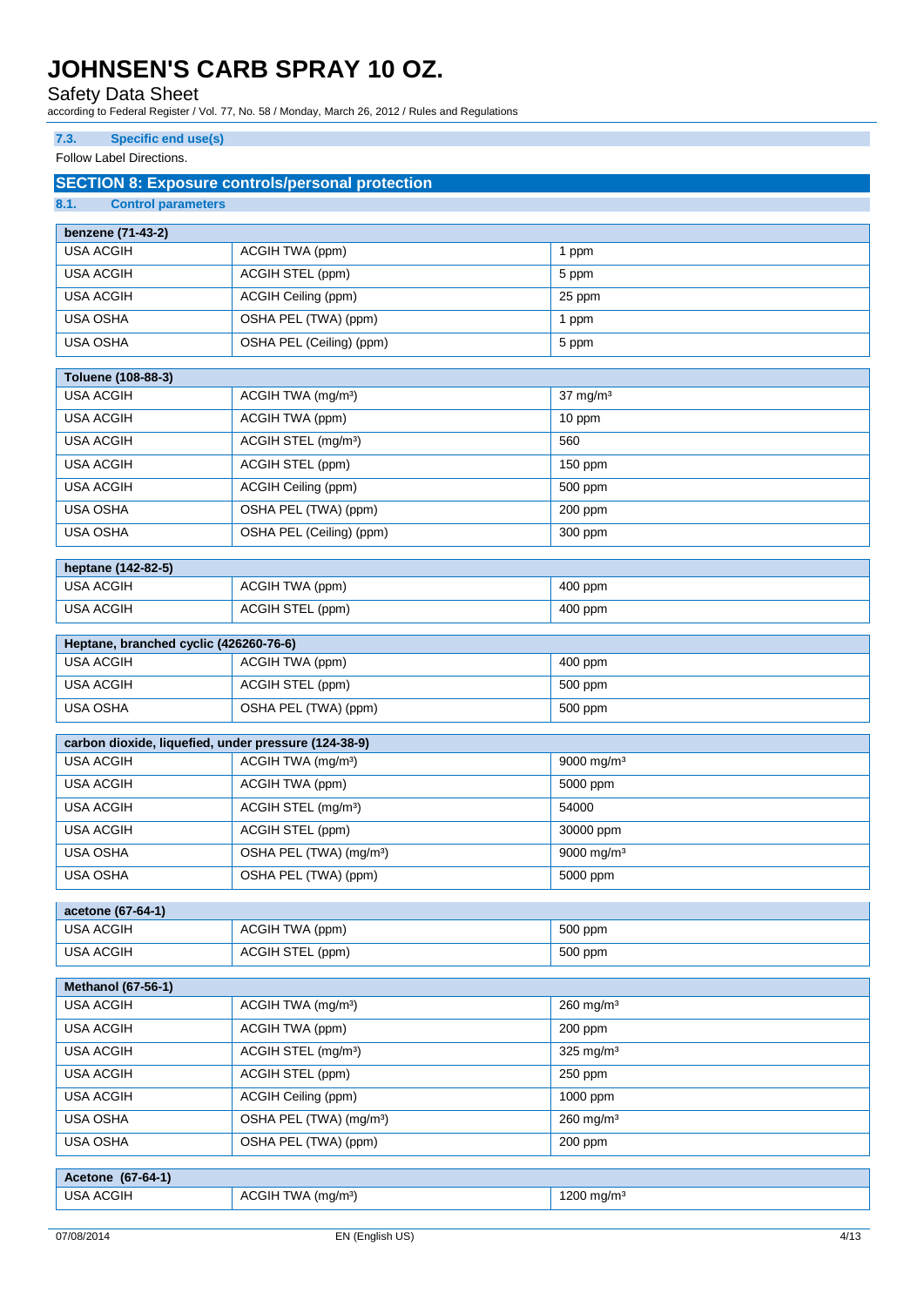### 7.3. Specific end use(s)

Follow Label Directions.

## SECTION 8: Exposure controls/personal protection

### 8.1. Control parameters

| benzene (71-43-2) | | |
|---|---|---|
| USA ACGIH | ACGIH TWA (ppm) | 1 ppm |
| USA ACGIH | ACGIH STEL (ppm) | 5 ppm |
| USA ACGIH | ACGIH Ceiling (ppm) | 25 ppm |
| USA OSHA | OSHA PEL (TWA) (ppm) | 1 ppm |
| USA OSHA | OSHA PEL (Ceiling) (ppm) | 5 ppm |

| Toluene (108-88-3) | | |
|---|---|---|
| USA ACGIH | ACGIH TWA (mg/m³) | 37 mg/m³ |
| USA ACGIH | ACGIH TWA (ppm) | 10 ppm |
| USA ACGIH | ACGIH STEL (mg/m³) | 560 |
| USA ACGIH | ACGIH STEL (ppm) | 150 ppm |
| USA ACGIH | ACGIH Ceiling (ppm) | 500 ppm |
| USA OSHA | OSHA PEL (TWA) (ppm) | 200 ppm |
| USA OSHA | OSHA PEL (Ceiling) (ppm) | 300 ppm |

| heptane (142-82-5) | | |
|---|---|---|
| USA ACGIH | ACGIH TWA (ppm) | 400 ppm |
| USA ACGIH | ACGIH STEL (ppm) | 400 ppm |

| Heptane, branched cyclic (426260-76-6) | | |
|---|---|---|
| USA ACGIH | ACGIH TWA (ppm) | 400 ppm |
| USA ACGIH | ACGIH STEL (ppm) | 500 ppm |
| USA OSHA | OSHA PEL (TWA) (ppm) | 500 ppm |

| carbon dioxide, liquefied, under pressure (124-38-9) | | |
|---|---|---|
| USA ACGIH | ACGIH TWA (mg/m³) | 9000 mg/m³ |
| USA ACGIH | ACGIH TWA (ppm) | 5000 ppm |
| USA ACGIH | ACGIH STEL (mg/m³) | 54000 |
| USA ACGIH | ACGIH STEL (ppm) | 30000 ppm |
| USA OSHA | OSHA PEL (TWA) (mg/m³) | 9000 mg/m³ |
| USA OSHA | OSHA PEL (TWA) (ppm) | 5000 ppm |

| acetone (67-64-1) | | |
|---|---|---|
| USA ACGIH | ACGIH TWA (ppm) | 500 ppm |
| USA ACGIH | ACGIH STEL (ppm) | 500 ppm |

| Methanol (67-56-1) | | |
|---|---|---|
| USA ACGIH | ACGIH TWA (mg/m³) | 260 mg/m³ |
| USA ACGIH | ACGIH TWA (ppm) | 200 ppm |
| USA ACGIH | ACGIH STEL (mg/m³) | 325 mg/m³ |
| USA ACGIH | ACGIH STEL (ppm) | 250 ppm |
| USA ACGIH | ACGIH Ceiling (ppm) | 1000 ppm |
| USA OSHA | OSHA PEL (TWA) (mg/m³) | 260 mg/m³ |
| USA OSHA | OSHA PEL (TWA) (ppm) | 200 ppm |

| Acetone (67-64-1) | | |
|---|---|---|
| USA ACGIH | ACGIH TWA (mg/m³) | 1200 mg/m³ |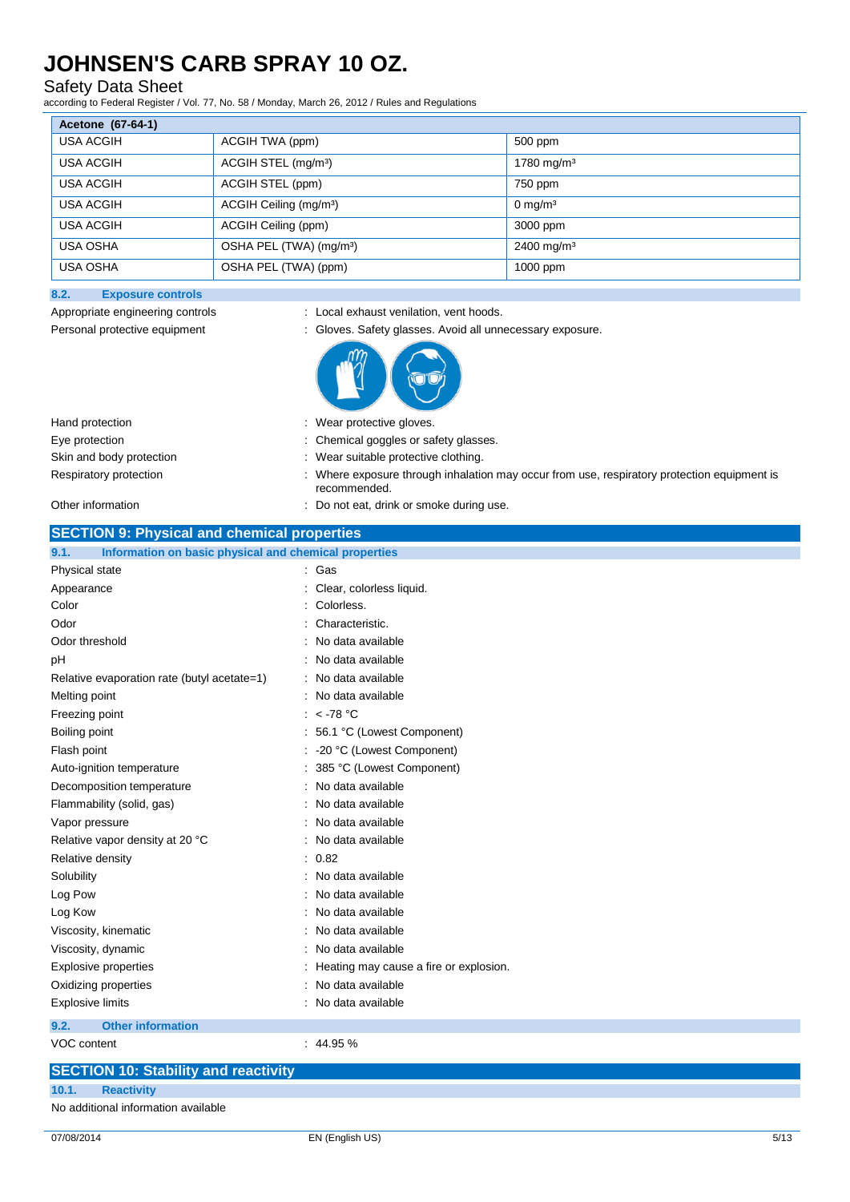| Acetone (67-64-1) | | |
|---|---|---|
| USA ACGIH | ACGIH TWA (ppm) | 500 ppm |
| USA ACGIH | ACGIH STEL (mg/m³) | 1780 mg/m³ |
| USA ACGIH | ACGIH STEL (ppm) | 750 ppm |
| USA ACGIH | ACGIH Ceiling (mg/m³) | 0 mg/m³ |
| USA ACGIH | ACGIH Ceiling (ppm) | 3000 ppm |
| USA OSHA | OSHA PEL (TWA) (mg/m³) | 2400 mg/m³ |
| USA OSHA | OSHA PEL (TWA) (ppm) | 1000 ppm |

### 8.2. Exposure controls

Appropriate engineering controls : Local exhaust venilation, vent hoods.

Personal protective equipment : Gloves. Safety glasses. Avoid all unnecessary exposure.

Hand protection : Wear protective gloves.

Eye protection : Chemical goggles or safety glasses.

Skin and body protection : Wear suitable protective clothing.

Respiratory protection : Where exposure through inhalation may occur from use, respiratory protection equipment is recommended.

Other information : Do not eat, drink or smoke during use.

## SECTION 9: Physical and chemical properties

### 9.1. Information on basic physical and chemical properties

Physical state : Gas

Appearance : Clear, colorless liquid.

Color : Colorless.

Odor : Characteristic.

Odor threshold : No data available

pH : No data available

Relative evaporation rate (butyl acetate=1) : No data available

Melting point : No data available

Freezing point : < -78 °C

Boiling point : 56.1 °C (Lowest Component)

Flash point : -20 °C (Lowest Component)

Auto-ignition temperature : 385 °C (Lowest Component)

Decomposition temperature : No data available

Flammability (solid, gas) : No data available

Vapor pressure : No data available

Relative vapor density at 20 °C : No data available

Relative density : 0.82

Solubility : No data available

Log Pow : No data available

Log Kow : No data available

Viscosity, kinematic : No data available

Viscosity, dynamic : No data available

Explosive properties : Heating may cause a fire or explosion.

Oxidizing properties : No data available

Explosive limits : No data available

### 9.2. Other information

VOC content : 44.95 %

## SECTION 10: Stability and reactivity

### 10.1. Reactivity

No additional information available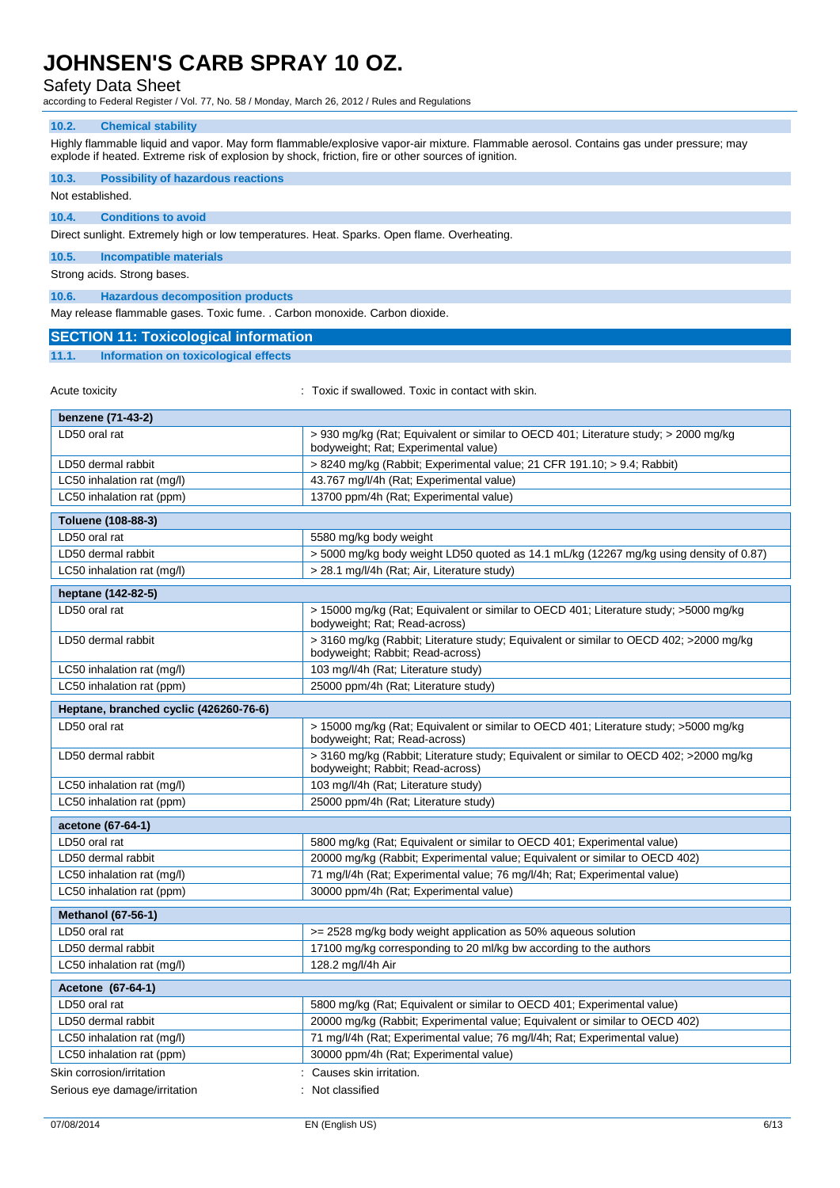### 10.2. Chemical stability

Highly flammable liquid and vapor. May form flammable/explosive vapor-air mixture. Flammable aerosol. Contains gas under pressure; may explode if heated. Extreme risk of explosion by shock, friction, fire or other sources of ignition.

### 10.3. Possibility of hazardous reactions

Not established.

### 10.4. Conditions to avoid

Direct sunlight. Extremely high or low temperatures. Heat. Sparks. Open flame. Overheating.

### 10.5. Incompatible materials

Strong acids. Strong bases.

### 10.6. Hazardous decomposition products

May release flammable gases. Toxic fume. . Carbon monoxide. Carbon dioxide.

## SECTION 11: Toxicological information

### 11.1. Information on toxicological effects

Acute toxicity : Toxic if swallowed. Toxic in contact with skin.

| benzene (71-43-2) | |
|---|---|
| LD50 oral rat | > 930 mg/kg (Rat; Equivalent or similar to OECD 401; Literature study; > 2000 mg/kg bodyweight; Rat; Experimental value) |
| LD50 dermal rabbit | > 8240 mg/kg (Rabbit; Experimental value; 21 CFR 191.10; > 9.4; Rabbit) |
| LC50 inhalation rat (mg/l) | 43.767 mg/l/4h (Rat; Experimental value) |
| LC50 inhalation rat (ppm) | 13700 ppm/4h (Rat; Experimental value) |

| Toluene (108-88-3) | |
|---|---|
| LD50 oral rat | 5580 mg/kg body weight |
| LD50 dermal rabbit | > 5000 mg/kg body weight LD50 quoted as 14.1 mL/kg (12267 mg/kg using density of 0.87) |
| LC50 inhalation rat (mg/l) | > 28.1 mg/l/4h (Rat; Air, Literature study) |

| heptane (142-82-5) | |
|---|---|
| LD50 oral rat | > 15000 mg/kg (Rat; Equivalent or similar to OECD 401; Literature study; >5000 mg/kg bodyweight; Rat; Read-across) |
| LD50 dermal rabbit | > 3160 mg/kg (Rabbit; Literature study; Equivalent or similar to OECD 402; >2000 mg/kg bodyweight; Rabbit; Read-across) |
| LC50 inhalation rat (mg/l) | 103 mg/l/4h (Rat; Literature study) |
| LC50 inhalation rat (ppm) | 25000 ppm/4h (Rat; Literature study) |

| Heptane, branched cyclic (426260-76-6) | |
|---|---|
| LD50 oral rat | > 15000 mg/kg (Rat; Equivalent or similar to OECD 401; Literature study; >5000 mg/kg bodyweight; Rat; Read-across) |
| LD50 dermal rabbit | > 3160 mg/kg (Rabbit; Literature study; Equivalent or similar to OECD 402; >2000 mg/kg bodyweight; Rabbit; Read-across) |
| LC50 inhalation rat (mg/l) | 103 mg/l/4h (Rat; Literature study) |
| LC50 inhalation rat (ppm) | 25000 ppm/4h (Rat; Literature study) |

| acetone (67-64-1) | |
|---|---|
| LD50 oral rat | 5800 mg/kg (Rat; Equivalent or similar to OECD 401; Experimental value) |
| LD50 dermal rabbit | 20000 mg/kg (Rabbit; Experimental value; Equivalent or similar to OECD 402) |
| LC50 inhalation rat (mg/l) | 71 mg/l/4h (Rat; Experimental value; 76 mg/l/4h; Rat; Experimental value) |
| LC50 inhalation rat (ppm) | 30000 ppm/4h (Rat; Experimental value) |

| Methanol (67-56-1) | |
|---|---|
| LD50 oral rat | >= 2528 mg/kg body weight application as 50% aqueous solution |
| LD50 dermal rabbit | 17100 mg/kg corresponding to 20 ml/kg bw according to the authors |
| LC50 inhalation rat (mg/l) | 128.2 mg/l/4h Air |

| Acetone (67-64-1) | |
|---|---|
| LD50 oral rat | 5800 mg/kg (Rat; Equivalent or similar to OECD 401; Experimental value) |
| LD50 dermal rabbit | 20000 mg/kg (Rabbit; Experimental value; Equivalent or similar to OECD 402) |
| LC50 inhalation rat (mg/l) | 71 mg/l/4h (Rat; Experimental value; 76 mg/l/4h; Rat; Experimental value) |
| LC50 inhalation rat (ppm) | 30000 ppm/4h (Rat; Experimental value) |

Skin corrosion/irritation : Causes skin irritation.

Serious eye damage/irritation : Not classified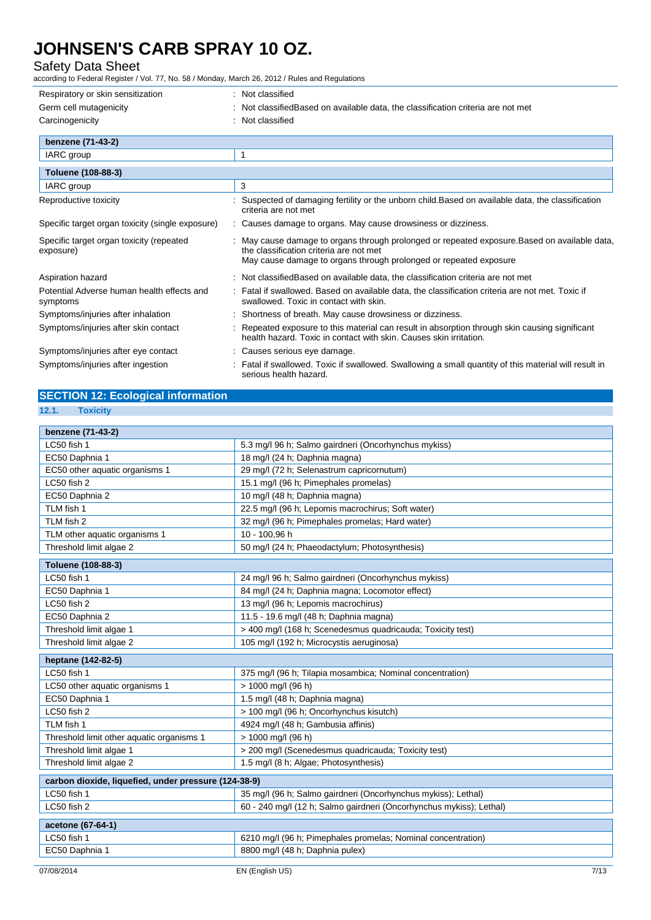| | |
|---|---|
| Respiratory or skin sensitization | : Not classified |
| Germ cell mutagenicity | : Not classifiedBased on available data, the classification criteria are not met |
| Carcinogenicity | : Not classified |

| benzene (71-43-2) | |
|---|---|
| IARC group | 1 |

| Toluene (108-88-3) | |
|---|---|
| IARC group | 3 |

| | |
|---|---|
| Reproductive toxicity | : Suspected of damaging fertility or the unborn child.Based on available data, the classification criteria are not met |
| Specific target organ toxicity (single exposure) | : Causes damage to organs. May cause drowsiness or dizziness. |
| Specific target organ toxicity (repeated exposure) | : May cause damage to organs through prolonged or repeated exposure.Based on available data, the classification criteria are not met May cause damage to organs through prolonged or repeated exposure |
| Aspiration hazard | : Not classifiedBased on available data, the classification criteria are not met |
| Potential Adverse human health effects and symptoms | : Fatal if swallowed. Based on available data, the classification criteria are not met. Toxic if swallowed. Toxic in contact with skin. |
| Symptoms/injuries after inhalation | : Shortness of breath. May cause drowsiness or dizziness. |
| Symptoms/injuries after skin contact | : Repeated exposure to this material can result in absorption through skin causing significant health hazard. Toxic in contact with skin. Causes skin irritation. |
| Symptoms/injuries after eye contact | : Causes serious eye damage. |
| Symptoms/injuries after ingestion | : Fatal if swallowed. Toxic if swallowed. Swallowing a small quantity of this material will result in serious health hazard. |

## SECTION 12: Ecological information

### 12.1. Toxicity

| benzene (71-43-2) | |
|---|---|
| LC50 fish 1 | 5.3 mg/l 96 h; Salmo gairdneri (Oncorhynchus mykiss) |
| EC50 Daphnia 1 | 18 mg/l (24 h; Daphnia magna) |
| EC50 other aquatic organisms 1 | 29 mg/l (72 h; Selenastrum capricornutum) |
| LC50 fish 2 | 15.1 mg/l (96 h; Pimephales promelas) |
| EC50 Daphnia 2 | 10 mg/l (48 h; Daphnia magna) |
| TLM fish 1 | 22.5 mg/l (96 h; Lepomis macrochirus; Soft water) |
| TLM fish 2 | 32 mg/l (96 h; Pimephales promelas; Hard water) |
| TLM other aquatic organisms 1 | 10 - 100,96 h |
| Threshold limit algae 2 | 50 mg/l (24 h; Phaeodactylum; Photosynthesis) |

| Toluene (108-88-3) | |
|---|---|
| LC50 fish 1 | 24 mg/l 96 h; Salmo gairdneri (Oncorhynchus mykiss) |
| EC50 Daphnia 1 | 84 mg/l (24 h; Daphnia magna; Locomotor effect) |
| LC50 fish 2 | 13 mg/l (96 h; Lepomis macrochirus) |
| EC50 Daphnia 2 | 11.5 - 19.6 mg/l (48 h; Daphnia magna) |
| Threshold limit algae 1 | > 400 mg/l (168 h; Scenedesmus quadricauda; Toxicity test) |
| Threshold limit algae 2 | 105 mg/l (192 h; Microcystis aeruginosa) |

| heptane (142-82-5) | |
|---|---|
| LC50 fish 1 | 375 mg/l (96 h; Tilapia mosambica; Nominal concentration) |
| LC50 other aquatic organisms 1 | > 1000 mg/l (96 h) |
| EC50 Daphnia 1 | 1.5 mg/l (48 h; Daphnia magna) |
| LC50 fish 2 | > 100 mg/l (96 h; Oncorhynchus kisutch) |
| TLM fish 1 | 4924 mg/l (48 h; Gambusia affinis) |
| Threshold limit other aquatic organisms 1 | > 1000 mg/l (96 h) |
| Threshold limit algae 1 | > 200 mg/l (Scenedesmus quadricauda; Toxicity test) |
| Threshold limit algae 2 | 1.5 mg/l (8 h; Algae; Photosynthesis) |

| carbon dioxide, liquefied, under pressure (124-38-9) | |
|---|---|
| LC50 fish 1 | 35 mg/l (96 h; Salmo gairdneri (Oncorhynchus mykiss); Lethal) |
| LC50 fish 2 | 60 - 240 mg/l (12 h; Salmo gairdneri (Oncorhynchus mykiss); Lethal) |

| acetone (67-64-1) | |
|---|---|
| LC50 fish 1 | 6210 mg/l (96 h; Pimephales promelas; Nominal concentration) |
| EC50 Daphnia 1 | 8800 mg/l (48 h; Daphnia pulex) |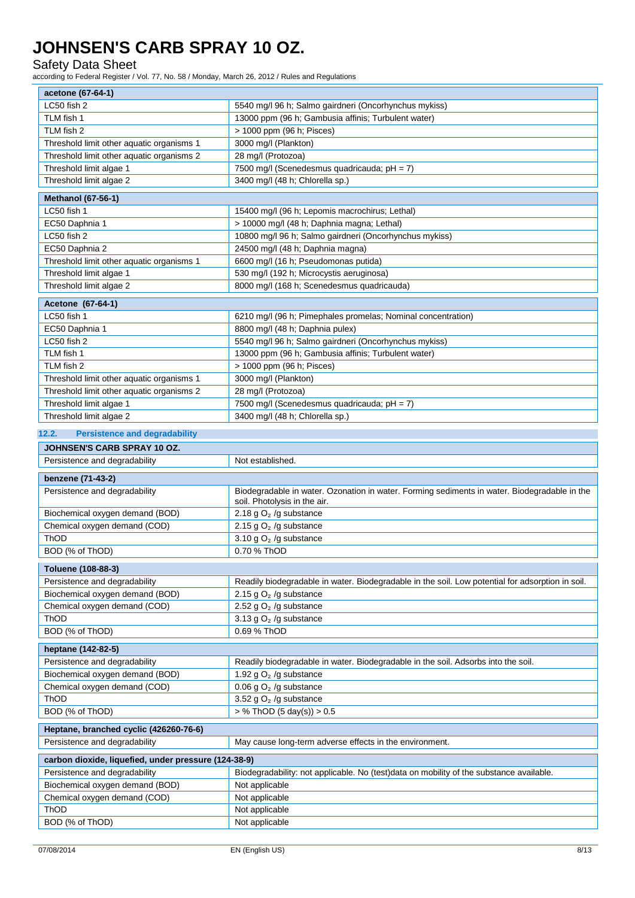| acetone (67-64-1) | |
|---|---|
| LC50 fish 2 | 5540 mg/l 96 h; Salmo gairdneri (Oncorhynchus mykiss) |
| TLM fish 1 | 13000 ppm (96 h; Gambusia affinis; Turbulent water) |
| TLM fish 2 | > 1000 ppm (96 h; Pisces) |
| Threshold limit other aquatic organisms 1 | 3000 mg/l (Plankton) |
| Threshold limit other aquatic organisms 2 | 28 mg/l (Protozoa) |
| Threshold limit algae 1 | 7500 mg/l (Scenedesmus quadricauda; pH = 7) |
| Threshold limit algae 2 | 3400 mg/l (48 h; Chlorella sp.) |

| Methanol (67-56-1) | |
|---|---|
| LC50 fish 1 | 15400 mg/l (96 h; Lepomis macrochirus; Lethal) |
| EC50 Daphnia 1 | > 10000 mg/l (48 h; Daphnia magna; Lethal) |
| LC50 fish 2 | 10800 mg/l 96 h; Salmo gairdneri (Oncorhynchus mykiss) |
| EC50 Daphnia 2 | 24500 mg/l (48 h; Daphnia magna) |
| Threshold limit other aquatic organisms 1 | 6600 mg/l (16 h; Pseudomonas putida) |
| Threshold limit algae 1 | 530 mg/l (192 h; Microcystis aeruginosa) |
| Threshold limit algae 2 | 8000 mg/l (168 h; Scenedesmus quadricauda) |

| Acetone (67-64-1) | |
|---|---|
| LC50 fish 1 | 6210 mg/l (96 h; Pimephales promelas; Nominal concentration) |
| EC50 Daphnia 1 | 8800 mg/l (48 h; Daphnia pulex) |
| LC50 fish 2 | 5540 mg/l 96 h; Salmo gairdneri (Oncorhynchus mykiss) |
| TLM fish 1 | 13000 ppm (96 h; Gambusia affinis; Turbulent water) |
| TLM fish 2 | > 1000 ppm (96 h; Pisces) |
| Threshold limit other aquatic organisms 1 | 3000 mg/l (Plankton) |
| Threshold limit other aquatic organisms 2 | 28 mg/l (Protozoa) |
| Threshold limit algae 1 | 7500 mg/l (Scenedesmus quadricauda; pH = 7) |
| Threshold limit algae 2 | 3400 mg/l (48 h; Chlorella sp.) |

### 12.2. Persistence and degradability

| JOHNSEN'S CARB SPRAY 10 OZ. | |
|---|---|
| Persistence and degradability | Not established. |

| benzene (71-43-2) | |
|---|---|
| Persistence and degradability | Biodegradable in water. Ozonation in water. Forming sediments in water. Biodegradable in the soil. Photolysis in the air. |
| Biochemical oxygen demand (BOD) | 2.18 g $O_2$ /g substance |
| Chemical oxygen demand (COD) | 2.15 g $O_2$ /g substance |
| ThOD | 3.10 g $O_2$ /g substance |
| BOD (% of ThOD) | 0.70 % ThOD |

| Toluene (108-88-3) | |
|---|---|
| Persistence and degradability | Readily biodegradable in water. Biodegradable in the soil. Low potential for adsorption in soil. |
| Biochemical oxygen demand (BOD) | 2.15 g $O_2$ /g substance |
| Chemical oxygen demand (COD) | 2.52 g $O_2$ /g substance |
| ThOD | 3.13 g $O_2$ /g substance |
| BOD (% of ThOD) | 0.69 % ThOD |

| heptane (142-82-5) | |
|---|---|
| Persistence and degradability | Readily biodegradable in water. Biodegradable in the soil. Adsorbs into the soil. |
| Biochemical oxygen demand (BOD) | 1.92 g $O_2$ /g substance |
| Chemical oxygen demand (COD) | 0.06 g $O_2$ /g substance |
| ThOD | 3.52 g $O_2$ /g substance |
| BOD (% of ThOD) | > % ThOD (5 day(s)) > 0.5 |

| Heptane, branched cyclic (426260-76-6) | |
|---|---|
| Persistence and degradability | May cause long-term adverse effects in the environment. |

| carbon dioxide, liquefied, under pressure (124-38-9) | |
|---|---|
| Persistence and degradability | Biodegradability: not applicable. No (test)data on mobility of the substance available. |
| Biochemical oxygen demand (BOD) | Not applicable |
| Chemical oxygen demand (COD) | Not applicable |
| ThOD | Not applicable |
| BOD (% of ThOD) | Not applicable |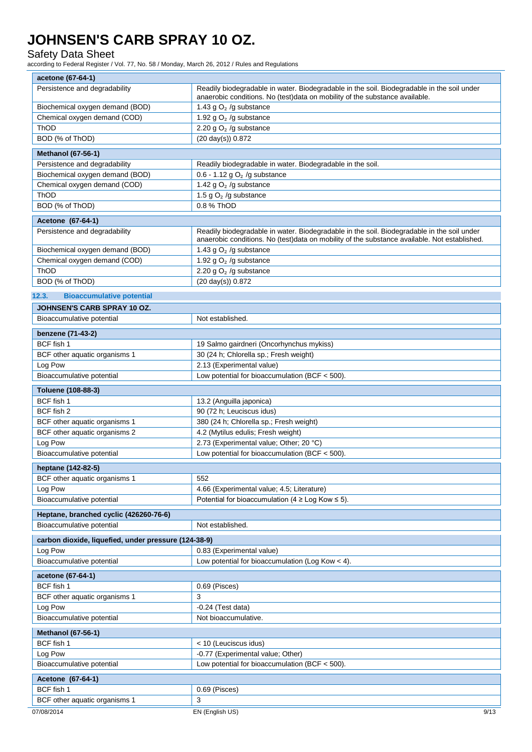| acetone (67-64-1) | |
|---|---|
| Persistence and degradability | Readily biodegradable in water. Biodegradable in the soil. Biodegradable in the soil under anaerobic conditions. No (test)data on mobility of the substance available. |
| Biochemical oxygen demand (BOD) | 1.43 g $O_2$ /g substance |
| Chemical oxygen demand (COD) | 1.92 g $O_2$ /g substance |
| ThOD | 2.20 g $O_2$ /g substance |
| BOD (% of ThOD) | (20 day(s)) 0.872 |

| Methanol (67-56-1) | |
|---|---|
| Persistence and degradability | Readily biodegradable in water. Biodegradable in the soil. |
| Biochemical oxygen demand (BOD) | 0.6 - 1.12 g $O_2$ /g substance |
| Chemical oxygen demand (COD) | 1.42 g $O_2$ /g substance |
| ThOD | 1.5 g $O_2$ /g substance |
| BOD (% of ThOD) | 0.8 % ThOD |

| Acetone (67-64-1) | |
|---|---|
| Persistence and degradability | Readily biodegradable in water. Biodegradable in the soil. Biodegradable in the soil under anaerobic conditions. No (test)data on mobility of the substance available. Not established. |
| Biochemical oxygen demand (BOD) | 1.43 g $O_2$ /g substance |
| Chemical oxygen demand (COD) | 1.92 g $O_2$ /g substance |
| ThOD | 2.20 g $O_2$ /g substance |
| BOD (% of ThOD) | (20 day(s)) 0.872 |

## 12.3. Bioaccumulative potential

| JOHNSEN'S CARB SPRAY 10 OZ. | |
|---|---|
| Bioaccumulative potential | Not established. |

| benzene (71-43-2) | |
|---|---|
| BCF fish 1 | 19 Salmo gairdneri (Oncorhynchus mykiss) |
| BCF other aquatic organisms 1 | 30 (24 h; Chlorella sp.; Fresh weight) |
| Log Pow | 2.13 (Experimental value) |
| Bioaccumulative potential | Low potential for bioaccumulation (BCF < 500). |

| Toluene (108-88-3) | |
|---|---|
| BCF fish 1 | 13.2 (Anguilla japonica) |
| BCF fish 2 | 90 (72 h; Leuciscus idus) |
| BCF other aquatic organisms 1 | 380 (24 h; Chlorella sp.; Fresh weight) |
| BCF other aquatic organisms 2 | 4.2 (Mytilus edulis; Fresh weight) |
| Log Pow | 2.73 (Experimental value; Other; 20 °C) |
| Bioaccumulative potential | Low potential for bioaccumulation (BCF < 500). |

| heptane (142-82-5) | |
|---|---|
| BCF other aquatic organisms 1 | 552 |
| Log Pow | 4.66 (Experimental value; 4.5; Literature) |
| Bioaccumulative potential | Potential for bioaccumulation (4 ≥ Log Kow ≤ 5). |

| Heptane, branched cyclic (426260-76-6) | |
|---|---|
| Bioaccumulative potential | Not established. |

| carbon dioxide, liquefied, under pressure (124-38-9) | |
|---|---|
| Log Pow | 0.83 (Experimental value) |
| Bioaccumulative potential | Low potential for bioaccumulation (Log Kow < 4). |

| acetone (67-64-1) | |
|---|---|
| BCF fish 1 | 0.69 (Pisces) |
| BCF other aquatic organisms 1 | 3 |
| Log Pow | -0.24 (Test data) |
| Bioaccumulative potential | Not bioaccumulative. |

| Methanol (67-56-1) | |
|---|---|
| BCF fish 1 | < 10 (Leuciscus idus) |
| Log Pow | -0.77 (Experimental value; Other) |
| Bioaccumulative potential | Low potential for bioaccumulation (BCF < 500). |

| Acetone (67-64-1) | |
|---|---|
| BCF fish 1 | 0.69 (Pisces) |
| BCF other aquatic organisms 1 | 3 |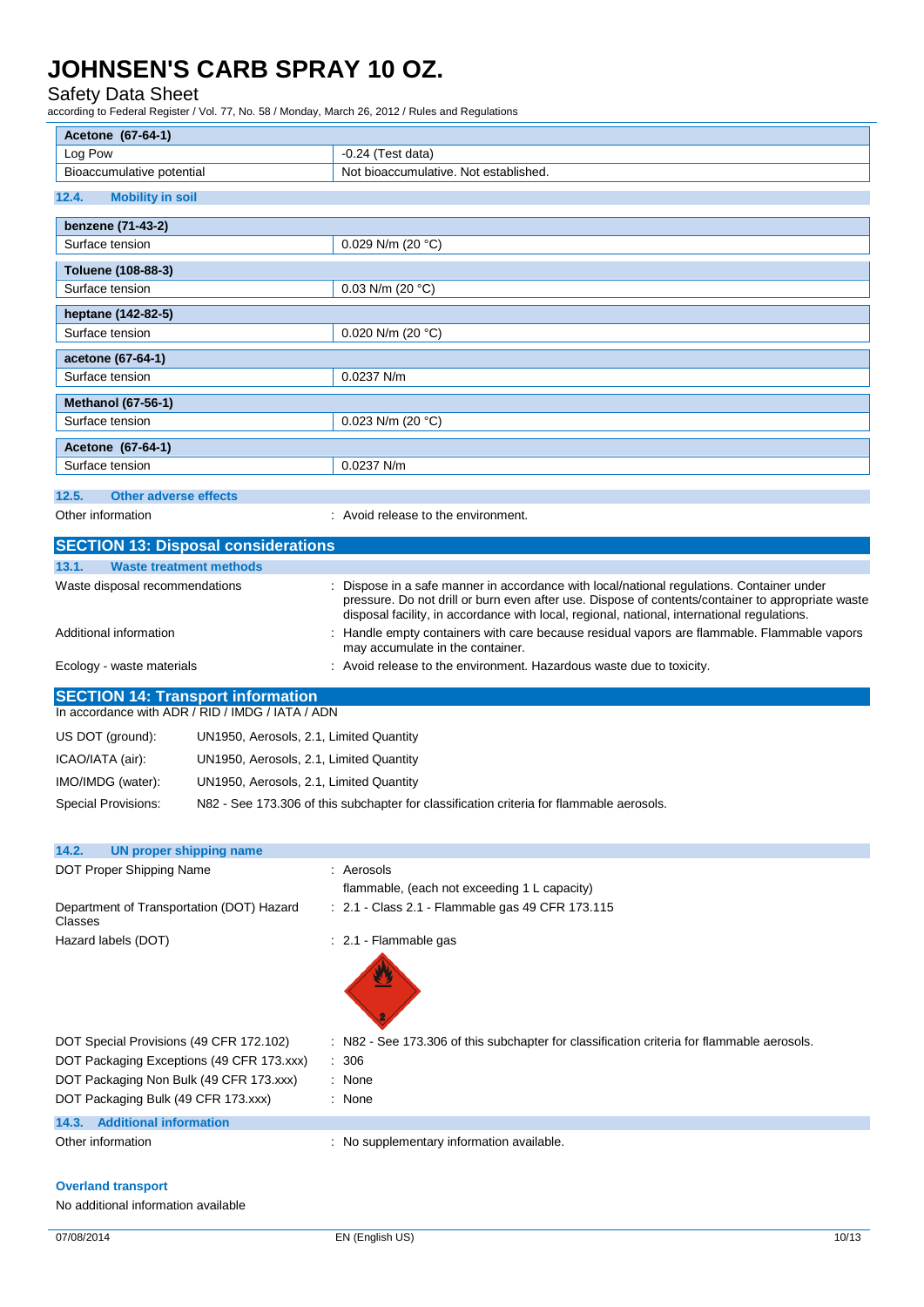| Acetone (67-64-1) | |
|---|---|
| Log Pow | -0.24 (Test data) |
| Bioaccumulative potential | Not bioaccumulative. Not established. |

### 12.4. Mobility in soil

| benzene (71-43-2) | |
|---|---|
| Surface tension | 0.029 N/m (20 °C) |

| Toluene (108-88-3) | |
|---|---|
| Surface tension | 0.03 N/m (20 °C) |

| heptane (142-82-5) | |
|---|---|
| Surface tension | 0.020 N/m (20 °C) |

| acetone (67-64-1) | |
|---|---|
| Surface tension | 0.0237 N/m |

| Methanol (67-56-1) | |
|---|---|
| Surface tension | 0.023 N/m (20 °C) |

| Acetone (67-64-1) | |
|---|---|
| Surface tension | 0.0237 N/m |

### 12.5. Other adverse effects

Other information : Avoid release to the environment.

## SECTION 13: Disposal considerations

### 13.1. Waste treatment methods

Waste disposal recommendations : Dispose in a safe manner in accordance with local/national regulations. Container under pressure. Do not drill or burn even after use. Dispose of contents/container to appropriate waste disposal facility, in accordance with local, regional, national, international regulations.

Additional information : Handle empty containers with care because residual vapors are flammable. Flammable vapors may accumulate in the container.

Ecology - waste materials : Avoid release to the environment. Hazardous waste due to toxicity.

## SECTION 14: Transport information

In accordance with ADR / RID / IMDG / IATA / ADN

US DOT (ground): UN1950, Aerosols, 2.1, Limited Quantity

ICAO/IATA (air): UN1950, Aerosols, 2.1, Limited Quantity

IMO/IMDG (water): UN1950, Aerosols, 2.1, Limited Quantity

Special Provisions: N82 - See 173.306 of this subchapter for classification criteria for flammable aerosols.

### 14.2. UN proper shipping name

DOT Proper Shipping Name : Aerosols
flammable, (each not exceeding 1 L capacity)

Department of Transportation (DOT) Hazard Classes : 2.1 - Class 2.1 - Flammable gas 49 CFR 173.115

Hazard labels (DOT) : 2.1 - Flammable gas

DOT Special Provisions (49 CFR 172.102) : N82 - See 173.306 of this subchapter for classification criteria for flammable aerosols.

DOT Packaging Exceptions (49 CFR 173.xxx) : 306

DOT Packaging Non Bulk (49 CFR 173.xxx) : None

DOT Packaging Bulk (49 CFR 173.xxx) : None

### 14.3. Additional information

Other information : No supplementary information available.

**Overland transport**

No additional information available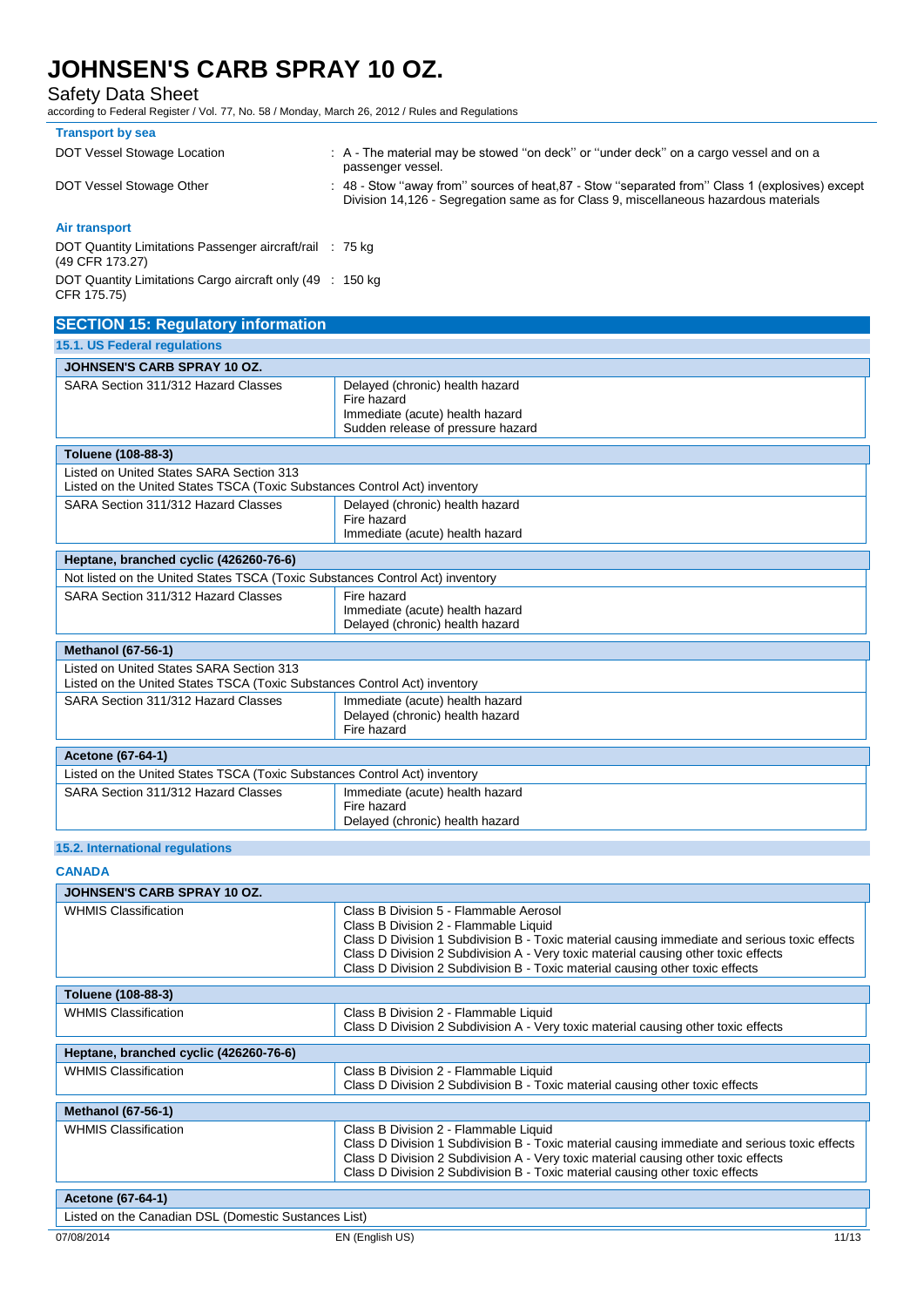**Transport by sea**

| | |
|---|---|
| DOT Vessel Stowage Location | : A - The material may be stowed "on deck" or "under deck" on a cargo vessel and on a passenger vessel. |
| DOT Vessel Stowage Other | : 48 - Stow "away from" sources of heat,87 - Stow "separated from" Class 1 (explosives) except Division 14,126 - Segregation same as for Class 9, miscellaneous hazardous materials |

**Air transport**

| | |
|---|---|
| DOT Quantity Limitations Passenger aircraft/rail (49 CFR 173.27) | : 75 kg |
| DOT Quantity Limitations Cargo aircraft only (49 CFR 175.75) | : 150 kg |

## SECTION 15: Regulatory information

### 15.1. US Federal regulations

| JOHNSEN'S CARB SPRAY 10 OZ. | |
|---|---|
| SARA Section 311/312 Hazard Classes | Delayed (chronic) health hazard<br>Fire hazard<br>Immediate (acute) health hazard<br>Sudden release of pressure hazard |

| Toluene (108-88-3) | |
|---|---|
| Listed on United States SARA Section 313<br>Listed on the United States TSCA (Toxic Substances Control Act) inventory | |
| SARA Section 311/312 Hazard Classes | Delayed (chronic) health hazard<br>Fire hazard<br>Immediate (acute) health hazard |

| Heptane, branched cyclic (426260-76-6) | |
|---|---|
| Not listed on the United States TSCA (Toxic Substances Control Act) inventory | |
| SARA Section 311/312 Hazard Classes | Fire hazard<br>Immediate (acute) health hazard<br>Delayed (chronic) health hazard |

| Methanol (67-56-1) | |
|---|---|
| Listed on United States SARA Section 313<br>Listed on the United States TSCA (Toxic Substances Control Act) inventory | |
| SARA Section 311/312 Hazard Classes | Immediate (acute) health hazard<br>Delayed (chronic) health hazard<br>Fire hazard |

| Acetone (67-64-1) | |
|---|---|
| Listed on the United States TSCA (Toxic Substances Control Act) inventory | |
| SARA Section 311/312 Hazard Classes | Immediate (acute) health hazard<br>Fire hazard<br>Delayed (chronic) health hazard |

### 15.2. International regulations

**CANADA**

| JOHNSEN'S CARB SPRAY 10 OZ. | |
|---|---|
| WHMIS Classification | Class B Division 5 - Flammable Aerosol<br>Class B Division 2 - Flammable Liquid<br>Class D Division 1 Subdivision B - Toxic material causing immediate and serious toxic effects<br>Class D Division 2 Subdivision A - Very toxic material causing other toxic effects<br>Class D Division 2 Subdivision B - Toxic material causing other toxic effects |

| Toluene (108-88-3) | |
|---|---|
| WHMIS Classification | Class B Division 2 - Flammable Liquid<br>Class D Division 2 Subdivision A - Very toxic material causing other toxic effects |

| Heptane, branched cyclic (426260-76-6) | |
|---|---|
| WHMIS Classification | Class B Division 2 - Flammable Liquid<br>Class D Division 2 Subdivision B - Toxic material causing other toxic effects |

| Methanol (67-56-1) | |
|---|---|
| WHMIS Classification | Class B Division 2 - Flammable Liquid<br>Class D Division 1 Subdivision B - Toxic material causing immediate and serious toxic effects<br>Class D Division 2 Subdivision A - Very toxic material causing other toxic effects<br>Class D Division 2 Subdivision B - Toxic material causing other toxic effects |

| Acetone (67-64-1) |
|---|
| Listed on the Canadian DSL (Domestic Substances List) |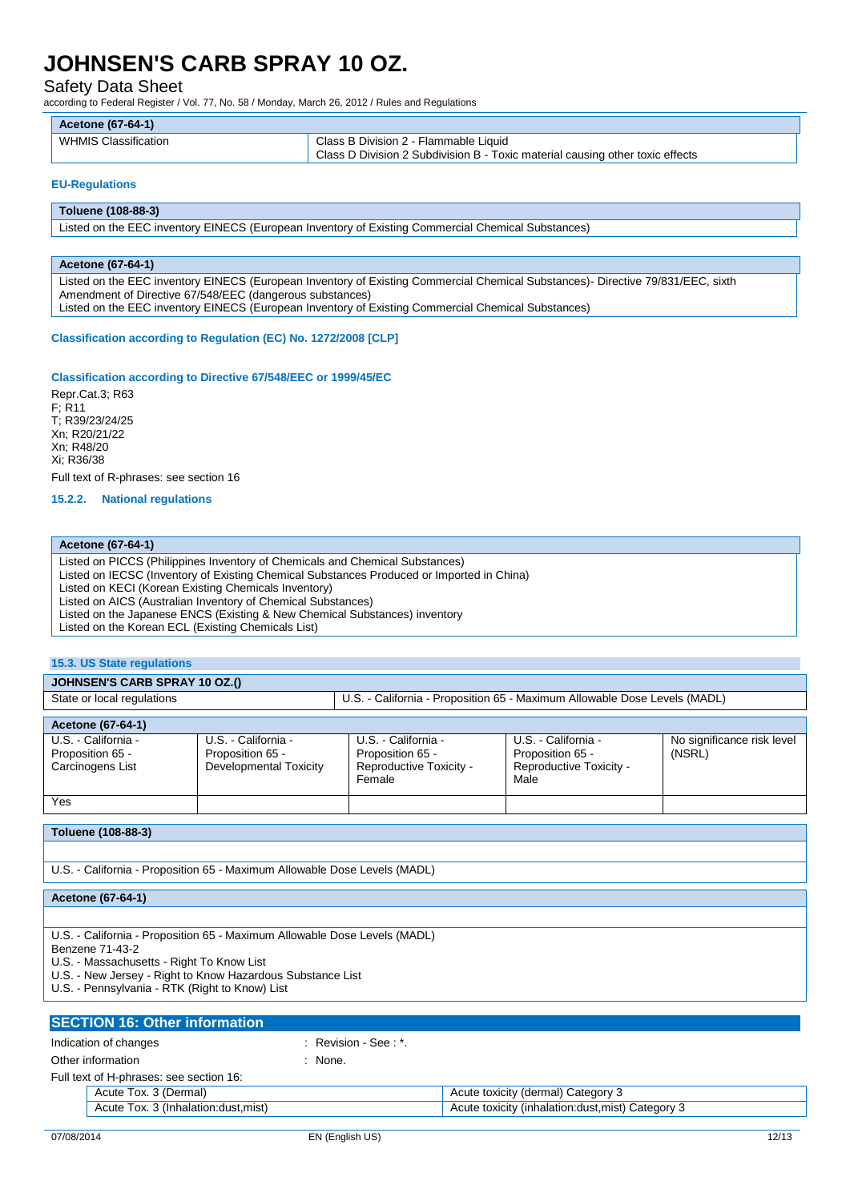| Acetone (67-64-1) | |
|---|---|
| WHMIS Classification | Class B Division 2 - Flammable Liquid<br>Class D Division 2 Subdivision B - Toxic material causing other toxic effects |

### EU-Regulations

| Toluene (108-88-3) |
|---|
| Listed on the EEC inventory EINECS (European Inventory of Existing Commercial Chemical Substances) |

| Acetone (67-64-1) |
|---|
| Listed on the EEC inventory EINECS (European Inventory of Existing Commercial Chemical Substances)- Directive 79/831/EEC, sixth Amendment of Directive 67/548/EEC (dangerous substances)<br>Listed on the EEC inventory EINECS (European Inventory of Existing Commercial Chemical Substances) |

#### Classification according to Regulation (EC) No. 1272/2008 [CLP]

#### Classification according to Directive 67/548/EEC or 1999/45/EC

Repr.Cat.3; R63
F; R11
T; R39/23/24/25
Xn; R20/21/22
Xn; R48/20
Xi; R36/38

Full text of R-phrases: see section 16

#### 15.2.2. National regulations

| Acetone (67-64-1) |
|---|
| Listed on PICCS (Philippines Inventory of Chemicals and Chemical Substances)<br>Listed on IECSC (Inventory of Existing Chemical Substances Produced or Imported in China)<br>Listed on KECI (Korean Existing Chemicals Inventory)<br>Listed on AICS (Australian Inventory of Chemical Substances)<br>Listed on the Japanese ENCS (Existing & New Chemical Substances) inventory<br>Listed on the Korean ECL (Existing Chemicals List) |

#### 15.3. US State regulations

| JOHNSEN'S CARB SPRAY 10 OZ.() | |
|---|---|
| State or local regulations | U.S. - California - Proposition 65 - Maximum Allowable Dose Levels (MADL) |

| Acetone (67-64-1) | | | | |
|---|---|---|---|---|
| U.S. - California - Proposition 65 - Carcinogens List | U.S. - California - Proposition 65 - Developmental Toxicity | U.S. - California - Proposition 65 - Reproductive Toxicity - Female | U.S. - California - Proposition 65 - Reproductive Toxicity - Male | No significance risk level (NSRL) |
| Yes | | | | |

| Toluene (108-88-3) |
|---|
| |
| U.S. - California - Proposition 65 - Maximum Allowable Dose Levels (MADL) |

| Acetone (67-64-1) |
|---|
| |
| U.S. - California - Proposition 65 - Maximum Allowable Dose Levels (MADL)<br>Benzene 71-43-2<br>U.S. - Massachusetts - Right To Know List<br>U.S. - New Jersey - Right to Know Hazardous Substance List<br>U.S. - Pennsylvania - RTK (Right to Know) List |

## SECTION 16: Other information

Indication of changes : Revision - See : *.

Other information : None.

Full text of H-phrases: see section 16:

| | |
|---|---|
| Acute Tox. 3 (Dermal) | Acute toxicity (dermal) Category 3 |
| Acute Tox. 3 (Inhalation:dust,mist) | Acute toxicity (inhalation:dust,mist) Category 3 |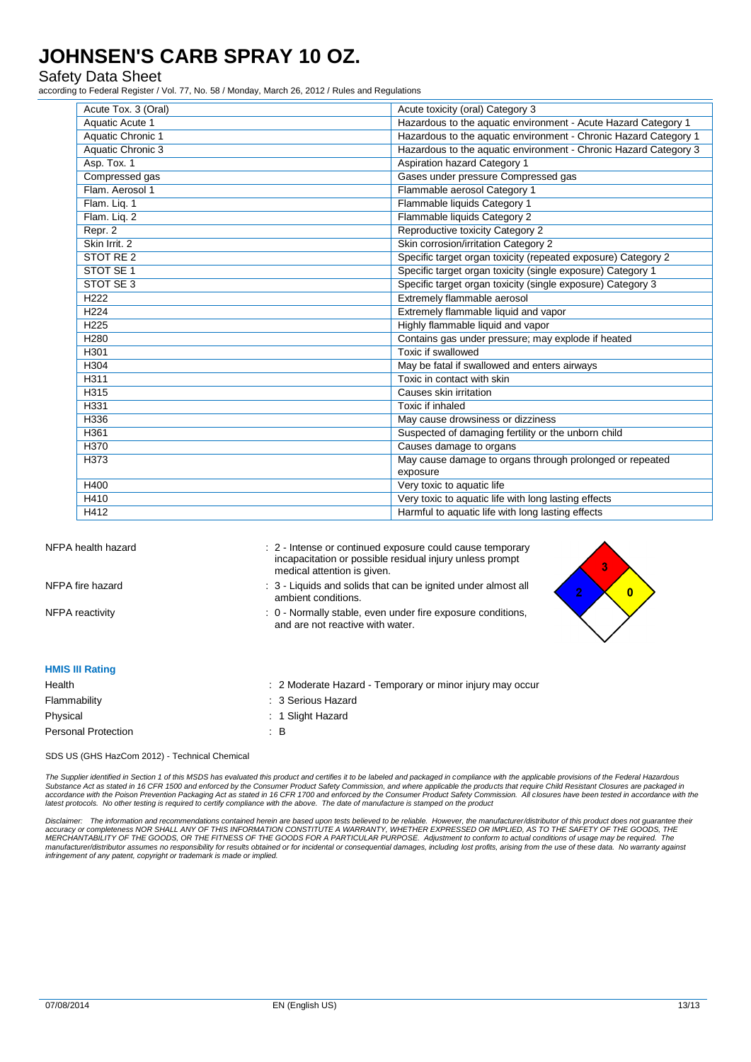| | |
|---|---|
| Acute Tox. 3 (Oral) | Acute toxicity (oral) Category 3 |
| Aquatic Acute 1 | Hazardous to the aquatic environment - Acute Hazard Category 1 |
| Aquatic Chronic 1 | Hazardous to the aquatic environment - Chronic Hazard Category 1 |
| Aquatic Chronic 3 | Hazardous to the aquatic environment - Chronic Hazard Category 3 |
| Asp. Tox. 1 | Aspiration hazard Category 1 |
| Compressed gas | Gases under pressure Compressed gas |
| Flam. Aerosol 1 | Flammable aerosol Category 1 |
| Flam. Liq. 1 | Flammable liquids Category 1 |
| Flam. Liq. 2 | Flammable liquids Category 2 |
| Repr. 2 | Reproductive toxicity Category 2 |
| Skin Irrit. 2 | Skin corrosion/irritation Category 2 |
| STOT RE 2 | Specific target organ toxicity (repeated exposure) Category 2 |
| STOT SE 1 | Specific target organ toxicity (single exposure) Category 1 |
| STOT SE 3 | Specific target organ toxicity (single exposure) Category 3 |
| H222 | Extremely flammable aerosol |
| H224 | Extremely flammable liquid and vapor |
| H225 | Highly flammable liquid and vapor |
| H280 | Contains gas under pressure; may explode if heated |
| H301 | Toxic if swallowed |
| H304 | May be fatal if swallowed and enters airways |
| H311 | Toxic in contact with skin |
| H315 | Causes skin irritation |
| H331 | Toxic if inhaled |
| H336 | May cause drowsiness or dizziness |
| H361 | Suspected of damaging fertility or the unborn child |
| H370 | Causes damage to organs |
| H373 | May cause damage to organs through prolonged or repeated exposure |
| H400 | Very toxic to aquatic life |
| H410 | Very toxic to aquatic life with long lasting effects |
| H412 | Harmful to aquatic life with long lasting effects |

NFPA health hazard : 2 - Intense or continued exposure could cause temporary incapacitation or possible residual injury unless prompt medical attention is given.

NFPA fire hazard : 3 - Liquids and solids that can be ignited under almost all ambient conditions.

NFPA reactivity : 0 - Normally stable, even under fire exposure conditions, and are not reactive with water.

3

2

0

### HMIS III Rating

Health : 2 Moderate Hazard - Temporary or minor injury may occur

Flammability : 3 Serious Hazard

Physical : 1 Slight Hazard

Personal Protection : B

SDS US (GHS HazCom 2012) - Technical Chemical

*The Supplier identified in Section 1 of this MSDS has evaluated this product and certifies it to be labeled and packaged in compliance with the applicable provisions of the Federal Hazardous Substance Act as stated in 16 CFR 1500 and enforced by the Consumer Product Safety Commission, and where applicable the products that require Child Resistant Closures are packaged in accordance with the Poison Prevention Packaging Act as stated in 16 CFR 1700 and enforced by the Consumer Product Safety Commission. All closures have been tested in accordance with the latest protocols. No other testing is required to certify compliance with the above. The date of manufacture is stamped on the product*

*Disclaimer: The information and recommendations contained herein are based upon tests believed to be reliable. However, the manufacturer/distributor of this product does not guarantee their accuracy or completeness NOR SHALL ANY OF THIS INFORMATION CONSTITUTE A WARRANTY, WHETHER EXPRESSED OR IMPLIED, AS TO THE SAFETY OF THE GOODS, THE MERCHANTABILITY OF THE GOODS, OR THE FITNESS OF THE GOODS FOR A PARTICULAR PURPOSE. Adjustment to conform to actual conditions of usage may be required. The manufacturer/distributor assumes no responsibility for results obtained or for incidental or consequential damages, including lost profits, arising from the use of these data. No warranty against infringement of any patent, copyright or trademark is made or implied.*